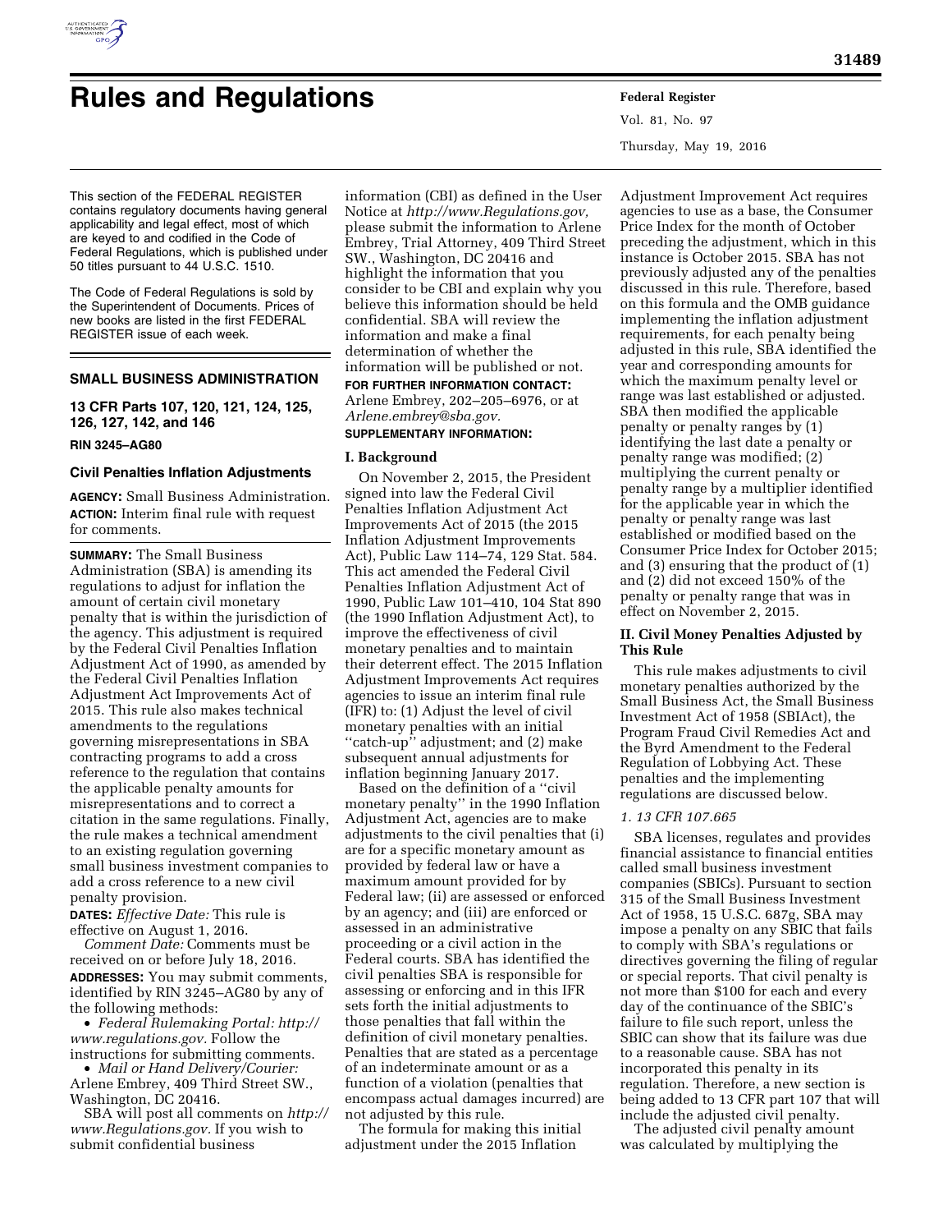# Rules and Regulations

This section of the FEDERAL REGISTER contains regulatory documents having general applicability and legal effect, most of which are keyed to and codified in the Code of Federal Regulations, which is published under 50 titles pursuant to 44 U.S.C. 1510.

The Code of Federal Regulations is sold by the Superintendent of Documents. Prices of new books are listed in the first FEDERAL REGISTER issue of each week.

## SMALL BUSINESS ADMINISTRATION

### 13 CFR Parts 107, 120, 121, 124, 125, 126, 127, 142, and 146

**RIN 3245–AG80**

### Civil Penalties Inflation Adjustments

**AGENCY:** Small Business Administration.

**ACTION:** Interim final rule with request for comments.

**SUMMARY:** The Small Business Administration (SBA) is amending its regulations to adjust for inflation the amount of certain civil monetary penalty that is within the jurisdiction of the agency. This adjustment is required by the Federal Civil Penalties Inflation Adjustment Act of 1990, as amended by the Federal Civil Penalties Inflation Adjustment Act Improvements Act of 2015. This rule also makes technical amendments to the regulations governing misrepresentations in SBA contracting programs to add a cross reference to the regulation that contains the applicable penalty amounts for misrepresentations and to correct a citation in the same regulations. Finally, the rule makes a technical amendment to an existing regulation governing small business investment companies to add a cross reference to a new civil penalty provision.

**DATES:** *Effective Date:* This rule is effective on August 1, 2016.

*Comment Date:* Comments must be received on or before July 18, 2016.

**ADDRESSES:** You may submit comments, identified by RIN 3245–AG80 by any of the following methods:

- *Federal Rulemaking Portal: http://www.regulations.gov.* Follow the instructions for submitting comments.
- *Mail or Hand Delivery/Courier:* Arlene Embrey, 409 Third Street SW., Washington, DC 20416.

SBA will post all comments on *http://www.Regulations.gov.* If you wish to submit confidential business information (CBI) as defined in the User Notice at *http://www.Regulations.gov,* please submit the information to Arlene Embrey, Trial Attorney, 409 Third Street SW., Washington, DC 20416 and highlight the information that you consider to be CBI and explain why you believe this information should be held confidential. SBA will review the information and make a final determination of whether the information will be published or not.

**FOR FURTHER INFORMATION CONTACT:** Arlene Embrey, 202–205–6976, or at *Arlene.embrey@sba.gov.*

**SUPPLEMENTARY INFORMATION:**

## I. Background

On November 2, 2015, the President signed into law the Federal Civil Penalties Inflation Adjustment Act Improvements Act of 2015 (the 2015 Inflation Adjustment Improvements Act), Public Law 114–74, 129 Stat. 584. This act amended the Federal Civil Penalties Inflation Adjustment Act of 1990, Public Law 101–410, 104 Stat 890 (the 1990 Inflation Adjustment Act), to improve the effectiveness of civil monetary penalties and to maintain their deterrent effect. The 2015 Inflation Adjustment Improvements Act requires agencies to issue an interim final rule (IFR) to: (1) Adjust the level of civil monetary penalties with an initial ''catch-up'' adjustment; and (2) make subsequent annual adjustments for inflation beginning January 2017.

Based on the definition of a ''civil monetary penalty'' in the 1990 Inflation Adjustment Act, agencies are to make adjustments to the civil penalties that (i) are for a specific monetary amount as provided by federal law or have a maximum amount provided for by Federal law; (ii) are assessed or enforced by an agency; and (iii) are enforced or assessed in an administrative proceeding or a civil action in the Federal courts. SBA has identified the civil penalties SBA is responsible for assessing or enforcing and in this IFR sets forth the initial adjustments to those penalties that fall within the definition of civil monetary penalties. Penalties that are stated as a percentage of an indeterminate amount or as a function of a violation (penalties that encompass actual damages incurred) are not adjusted by this rule.

The formula for making this initial adjustment under the 2015 Inflation Adjustment Improvement Act requires agencies to use as a base, the Consumer Price Index for the month of October preceding the adjustment, which in this instance is October 2015. SBA has not previously adjusted any of the penalties discussed in this rule. Therefore, based on this formula and the OMB guidance implementing the inflation adjustment requirements, for each penalty being adjusted in this rule, SBA identified the year and corresponding amounts for which the maximum penalty level or range was last established or adjusted. SBA then modified the applicable penalty or penalty ranges by (1) identifying the last date a penalty or penalty range was modified; (2) multiplying the current penalty or penalty range by a multiplier identified for the applicable year in which the penalty or penalty range was last established or modified based on the Consumer Price Index for October 2015; and (3) ensuring that the product of (1) and (2) did not exceed 150% of the penalty or penalty range that was in effect on November 2, 2015.

## II. Civil Money Penalties Adjusted by This Rule

This rule makes adjustments to civil monetary penalties authorized by the Small Business Act, the Small Business Investment Act of 1958 (SBIAct), the Program Fraud Civil Remedies Act and the Byrd Amendment to the Federal Regulation of Lobbying Act. These penalties and the implementing regulations are discussed below.

### *1. 13 CFR 107.665*

SBA licenses, regulates and provides financial assistance to financial entities called small business investment companies (SBICs). Pursuant to section 315 of the Small Business Investment Act of 1958, 15 U.S.C. 687g, SBA may impose a penalty on any SBIC that fails to comply with SBA's regulations or directives governing the filing of regular or special reports. That civil penalty is not more than $100 for each and every day of the continuance of the SBIC's failure to file such report, unless the SBIC can show that its failure was due to a reasonable cause. SBA has not incorporated this penalty in its regulation. Therefore, a new section is being added to 13 CFR part 107 that will include the adjusted civil penalty.

The adjusted civil penalty amount was calculated by multiplying the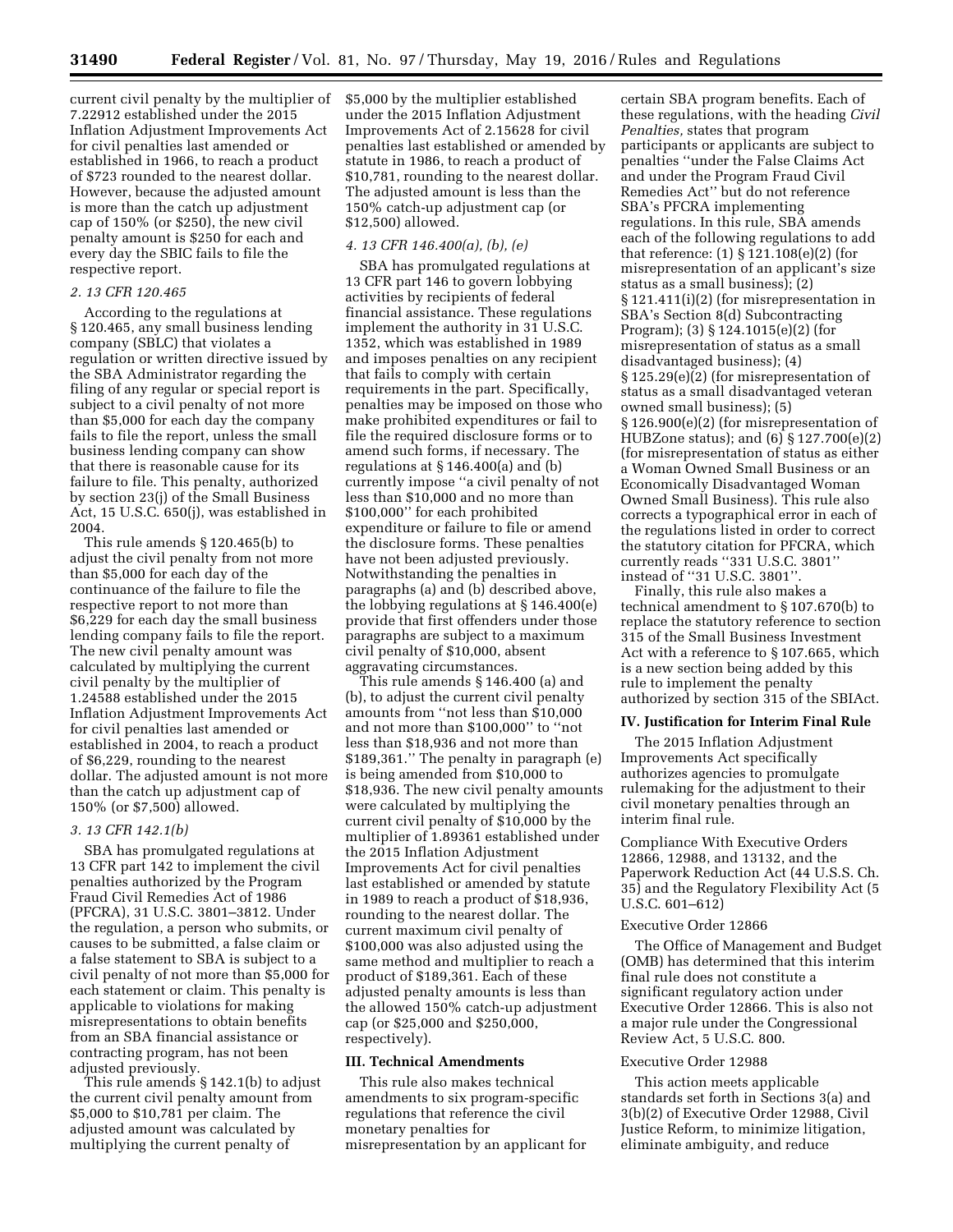current civil penalty by the multiplier of 7.22912 established under the 2015 Inflation Adjustment Improvements Act for civil penalties last amended or established in 1966, to reach a product of $723 rounded to the nearest dollar. However, because the adjusted amount is more than the catch up adjustment cap of 150% (or $250), the new civil penalty amount is $250 for each and every day the SBIC fails to file the respective report.

#### 2. 13 CFR 120.465

According to the regulations at § 120.465, any small business lending company (SBLC) that violates a regulation or written directive issued by the SBA Administrator regarding the filing of any regular or special report is subject to a civil penalty of not more than $5,000 for each day the company fails to file the report, unless the small business lending company can show that there is reasonable cause for its failure to file. This penalty, authorized by section 23(j) of the Small Business Act, 15 U.S.C. 650(j), was established in 2004.

This rule amends § 120.465(b) to adjust the civil penalty from not more than $5,000 for each day of the continuance of the failure to file the respective report to not more than $6,229 for each day the small business lending company fails to file the report. The new civil penalty amount was calculated by multiplying the current civil penalty by the multiplier of 1.24588 established under the 2015 Inflation Adjustment Improvements Act for civil penalties last amended or established in 2004, to reach a product of $6,229, rounding to the nearest dollar. The adjusted amount is not more than the catch up adjustment cap of 150% (or $7,500) allowed.

#### 3. 13 CFR 142.1(b)

SBA has promulgated regulations at 13 CFR part 142 to implement the civil penalties authorized by the Program Fraud Civil Remedies Act of 1986 (PFCRA), 31 U.S.C. 3801–3812. Under the regulation, a person who submits, or causes to be submitted, a false claim or a false statement to SBA is subject to a civil penalty of not more than $5,000 for each statement or claim. This penalty is applicable to violations for making misrepresentations to obtain benefits from an SBA financial assistance or contracting program, has not been adjusted previously.

This rule amends § 142.1(b) to adjust the current civil penalty amount from $5,000 to $10,781 per claim. The adjusted amount was calculated by multiplying the current penalty of $5,000 by the multiplier established under the 2015 Inflation Adjustment Improvements Act of 2.15628 for civil penalties last established or amended by statute in 1986, to reach a product of $10,781, rounding to the nearest dollar. The adjusted amount is less than the 150% catch-up adjustment cap (or $12,500) allowed.

#### 4. 13 CFR 146.400(a), (b), (e)

SBA has promulgated regulations at 13 CFR part 146 to govern lobbying activities by recipients of federal financial assistance. These regulations implement the authority in 31 U.S.C. 1352, which was established in 1989 and imposes penalties on any recipient that fails to comply with certain requirements in the part. Specifically, penalties may be imposed on those who make prohibited expenditures or fail to file the required disclosure forms or to amend such forms, if necessary. The regulations at § 146.400(a) and (b) currently impose ''a civil penalty of not less than $10,000 and no more than $100,000'' for each prohibited expenditure or failure to file or amend the disclosure forms. These penalties have not been adjusted previously. Notwithstanding the penalties in paragraphs (a) and (b) described above, the lobbying regulations at § 146.400(e) provide that first offenders under those paragraphs are subject to a maximum civil penalty of $10,000, absent aggravating circumstances.

This rule amends § 146.400 (a) and (b), to adjust the current civil penalty amounts from ''not less than $10,000 and not more than $100,000'' to ''not less than $18,936 and not more than $189,361.'' The penalty in paragraph (e) is being amended from $10,000 to $18,936. The new civil penalty amounts were calculated by multiplying the current civil penalty of $10,000 by the multiplier of 1.89361 established under the 2015 Inflation Adjustment Improvements Act for civil penalties last established or amended by statute in 1989 to reach a product of $18,936, rounding to the nearest dollar. The current maximum civil penalty of $100,000 was also adjusted using the same method and multiplier to reach a product of $189,361. Each of these adjusted penalty amounts is less than the allowed 150% catch-up adjustment cap (or $25,000 and $250,000, respectively).

### III. Technical Amendments

This rule also makes technical amendments to six program-specific regulations that reference the civil monetary penalties for misrepresentation by an applicant for certain SBA program benefits. Each of these regulations, with the heading *Civil Penalties,* states that program participants or applicants are subject to penalties ''under the False Claims Act and under the Program Fraud Civil Remedies Act'' but do not reference SBA's PFCRA implementing regulations. In this rule, SBA amends each of the following regulations to add that reference: (1) § 121.108(e)(2) (for misrepresentation of an applicant's size status as a small business); (2) § 121.411(i)(2) (for misrepresentation in SBA's Section 8(d) Subcontracting Program); (3) § 124.1015(e)(2) (for misrepresentation of status as a small disadvantaged business); (4) § 125.29(e)(2) (for misrepresentation of status as a small disadvantaged veteran owned small business); (5) § 126.900(e)(2) (for misrepresentation of HUBZone status); and (6) § 127.700(e)(2) (for misrepresentation of status as either a Woman Owned Small Business or an Economically Disadvantaged Woman Owned Small Business). This rule also corrects a typographical error in each of the regulations listed in order to correct the statutory citation for PFCRA, which currently reads ''331 U.S.C. 3801'' instead of ''31 U.S.C. 3801''.

Finally, this rule also makes a technical amendment to § 107.670(b) to replace the statutory reference to section 315 of the Small Business Investment Act with a reference to § 107.665, which is a new section being added by this rule to implement the penalty authorized by section 315 of the SBIAct.

### IV. Justification for Interim Final Rule

The 2015 Inflation Adjustment Improvements Act specifically authorizes agencies to promulgate rulemaking for the adjustment to their civil monetary penalties through an interim final rule.

Compliance With Executive Orders 12866, 12988, and 13132, and the Paperwork Reduction Act (44 U.S.S. Ch. 35) and the Regulatory Flexibility Act (5 U.S.C. 601–612)

Executive Order 12866

The Office of Management and Budget (OMB) has determined that this interim final rule does not constitute a significant regulatory action under Executive Order 12866. This is also not a major rule under the Congressional Review Act, 5 U.S.C. 800.

Executive Order 12988

This action meets applicable standards set forth in Sections 3(a) and 3(b)(2) of Executive Order 12988, Civil Justice Reform, to minimize litigation, eliminate ambiguity, and reduce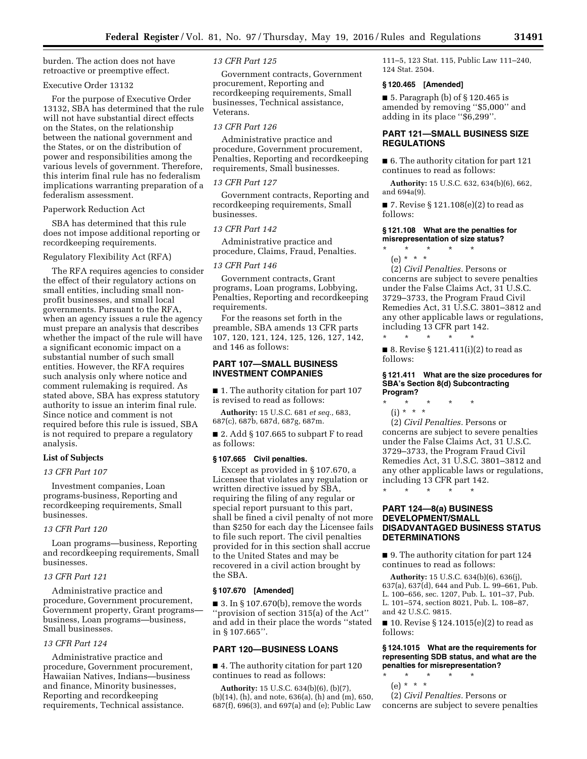burden. The action does not have retroactive or preemptive effect.

Executive Order 13132

For the purpose of Executive Order 13132, SBA has determined that the rule will not have substantial direct effects on the States, on the relationship between the national government and the States, or on the distribution of power and responsibilities among the various levels of government. Therefore, this interim final rule has no federalism implications warranting preparation of a federalism assessment.

Paperwork Reduction Act

SBA has determined that this rule does not impose additional reporting or recordkeeping requirements.

Regulatory Flexibility Act (RFA)

The RFA requires agencies to consider the effect of their regulatory actions on small entities, including small non-profit businesses, and small local governments. Pursuant to the RFA, when an agency issues a rule the agency must prepare an analysis that describes whether the impact of the rule will have a significant economic impact on a substantial number of such small entities. However, the RFA requires such analysis only where notice and comment rulemaking is required. As stated above, SBA has express statutory authority to issue an interim final rule. Since notice and comment is not required before this rule is issued, SBA is not required to prepare a regulatory analysis.

**List of Subjects**

*13 CFR Part 107*

Investment companies, Loan programs-business, Reporting and recordkeeping requirements, Small businesses.

*13 CFR Part 120*

Loan programs—business, Reporting and recordkeeping requirements, Small businesses.

*13 CFR Part 121*

Administrative practice and procedure, Government procurement, Government property, Grant programs—business, Loan programs—business, Small businesses.

*13 CFR Part 124*

Administrative practice and procedure, Government procurement, Hawaiian Natives, Indians—business and finance, Minority businesses, Reporting and recordkeeping requirements, Technical assistance.

*13 CFR Part 125*

Government contracts, Government procurement, Reporting and recordkeeping requirements, Small businesses, Technical assistance, Veterans.

*13 CFR Part 126*

Administrative practice and procedure, Government procurement, Penalties, Reporting and recordkeeping requirements, Small businesses.

*13 CFR Part 127*

Government contracts, Reporting and recordkeeping requirements, Small businesses.

*13 CFR Part 142*

Administrative practice and procedure, Claims, Fraud, Penalties.

*13 CFR Part 146*

Government contracts, Grant programs, Loan programs, Lobbying, Penalties, Reporting and recordkeeping requirements.

For the reasons set forth in the preamble, SBA amends 13 CFR parts 107, 120, 121, 124, 125, 126, 127, 142, and 146 as follows:

## PART 107—SMALL BUSINESS INVESTMENT COMPANIES

■ 1. The authority citation for part 107 is revised to read as follows:

**Authority:** 15 U.S.C. 681 *et seq.,* 683, 687(c), 687b, 687d, 687g, 687m.

■ 2. Add § 107.665 to subpart F to read as follows:

### § 107.665 Civil penalties.

Except as provided in § 107.670, a Licensee that violates any regulation or written directive issued by SBA, requiring the filing of any regular or special report pursuant to this part, shall be fined a civil penalty of not more than $250 for each day the Licensee fails to file such report. The civil penalties provided for in this section shall accrue to the United States and may be recovered in a civil action brought by the SBA.

### § 107.670 [Amended]

■ 3. In § 107.670(b), remove the words ''provision of section 315(a) of the Act'' and add in their place the words ''stated in § 107.665''.

## PART 120—BUSINESS LOANS

■ 4. The authority citation for part 120 continues to read as follows:

**Authority:** 15 U.S.C. 634(b)(6), (b)(7), (b)(14), (h), and note, 636(a), (h) and (m), 650, 687(f), 696(3), and 697(a) and (e); Public Law 111–5, 123 Stat. 115, Public Law 111–240, 124 Stat. 2504.

### § 120.465 [Amended]

■ 5. Paragraph (b) of § 120.465 is amended by removing ''$5,000'' and adding in its place ''$6,299''.

## PART 121—SMALL BUSINESS SIZE REGULATIONS

■ 6. The authority citation for part 121 continues to read as follows:

**Authority:** 15 U.S.C. 632, 634(b)(6), 662, and 694a(9).

■ 7. Revise § 121.108(e)(2) to read as follows:

### § 121.108 What are the penalties for misrepresentation of size status?

\* \* \* \* \*

(e) \* \* \*

(2) *Civil Penalties.* Persons or concerns are subject to severe penalties under the False Claims Act, 31 U.S.C. 3729–3733, the Program Fraud Civil Remedies Act, 31 U.S.C. 3801–3812 and any other applicable laws or regulations, including 13 CFR part 142.

\* \* \* \* \*

■ 8. Revise § 121.411(i)(2) to read as follows:

### § 121.411 What are the size procedures for SBA's Section 8(d) Subcontracting Program?

\* \* \* \* \*

(i) \* \* \*

(2) *Civil Penalties.* Persons or concerns are subject to severe penalties under the False Claims Act, 31 U.S.C. 3729–3733, the Program Fraud Civil Remedies Act, 31 U.S.C. 3801–3812 and any other applicable laws or regulations, including 13 CFR part 142.

\* \* \* \* \*

## PART 124—8(a) BUSINESS DEVELOPMENT/SMALL DISADVANTAGED BUSINESS STATUS DETERMINATIONS

■ 9. The authority citation for part 124 continues to read as follows:

**Authority:** 15 U.S.C. 634(b)(6), 636(j), 637(a), 637(d), 644 and Pub. L. 99–661, Pub. L. 100–656, sec. 1207, Pub. L. 101–37, Pub. L. 101–574, section 8021, Pub. L. 108–87, and 42 U.S.C. 9815.

■ 10. Revise § 124.1015(e)(2) to read as follows:

### § 124.1015 What are the requirements for representing SDB status, and what are the penalties for misrepresentation?

\* \* \* \* \*

(e) \* \* \*

(2) *Civil Penalties.* Persons or concerns are subject to severe penalties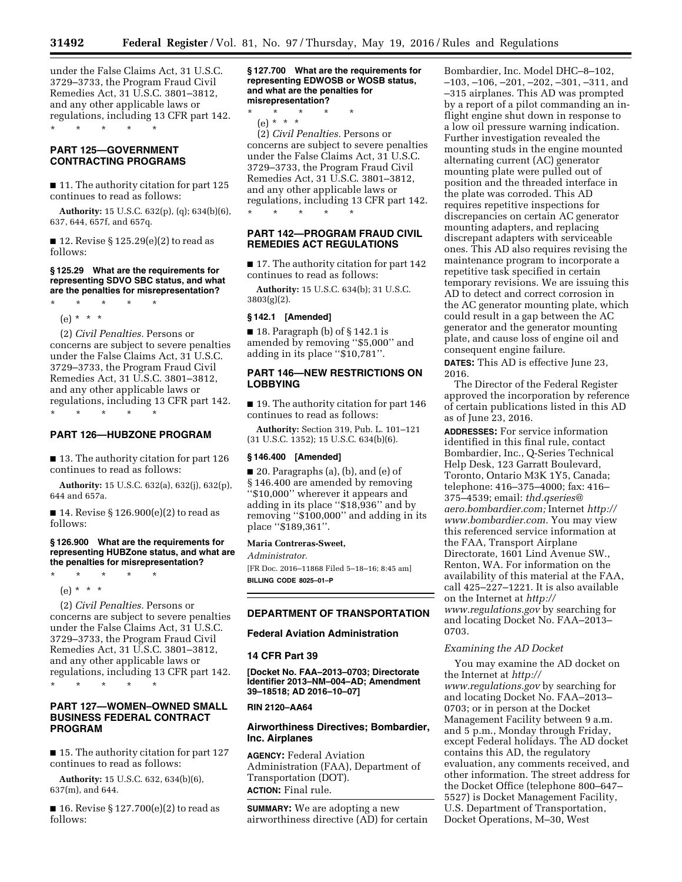under the False Claims Act, 31 U.S.C. 3729–3733, the Program Fraud Civil Remedies Act, 31 U.S.C. 3801–3812, and any other applicable laws or regulations, including 13 CFR part 142.

\* \* \* \* \*

## PART 125—GOVERNMENT CONTRACTING PROGRAMS

■ 11. The authority citation for part 125 continues to read as follows:

**Authority:** 15 U.S.C. 632(p), (q); 634(b)(6), 637, 644, 657f, and 657q.

■ 12. Revise § 125.29(e)(2) to read as follows:

### § 125.29 What are the requirements for representing SDVO SBC status, and what are the penalties for misrepresentation?

\* \* \* \* \*

(e) \* \* \*

(2) *Civil Penalties.* Persons or concerns are subject to severe penalties under the False Claims Act, 31 U.S.C. 3729–3733, the Program Fraud Civil Remedies Act, 31 U.S.C. 3801–3812, and any other applicable laws or regulations, including 13 CFR part 142.

\* \* \* \* \*

## PART 126—HUBZONE PROGRAM

■ 13. The authority citation for part 126 continues to read as follows:

**Authority:** 15 U.S.C. 632(a), 632(j), 632(p), 644 and 657a.

■ 14. Revise § 126.900(e)(2) to read as follows:

### § 126.900 What are the requirements for representing HUBZone status, and what are the penalties for misrepresentation?

\* \* \* \* \*

(e) \* \* \*

(2) *Civil Penalties.* Persons or concerns are subject to severe penalties under the False Claims Act, 31 U.S.C. 3729–3733, the Program Fraud Civil Remedies Act, 31 U.S.C. 3801–3812, and any other applicable laws or regulations, including 13 CFR part 142.

\* \* \* \* \*

## PART 127—WOMEN–OWNED SMALL BUSINESS FEDERAL CONTRACT PROGRAM

■ 15. The authority citation for part 127 continues to read as follows:

**Authority:** 15 U.S.C. 632, 634(b)(6), 637(m), and 644.

■ 16. Revise § 127.700(e)(2) to read as follows:

### § 127.700 What are the requirements for representing EDWOSB or WOSB status, and what are the penalties for misrepresentation?

\* \* \* \* \*

(e) \* \* \*

(2) *Civil Penalties.* Persons or concerns are subject to severe penalties under the False Claims Act, 31 U.S.C. 3729–3733, the Program Fraud Civil Remedies Act, 31 U.S.C. 3801–3812, and any other applicable laws or regulations, including 13 CFR part 142.

\* \* \* \* \*

## PART 142—PROGRAM FRAUD CIVIL REMEDIES ACT REGULATIONS

■ 17. The authority citation for part 142 continues to read as follows:

**Authority:** 15 U.S.C. 634(b); 31 U.S.C. 3803(g)(2).

### § 142.1 [Amended]

■ 18. Paragraph (b) of § 142.1 is amended by removing ''$5,000'' and adding in its place ''$10,781''.

## PART 146—NEW RESTRICTIONS ON LOBBYING

■ 19. The authority citation for part 146 continues to read as follows:

**Authority:** Section 319, Pub. L. 101–121 (31 U.S.C. 1352); 15 U.S.C. 634(b)(6).

### § 146.400 [Amended]

■ 20. Paragraphs (a), (b), and (e) of § 146.400 are amended by removing ''$10,000'' wherever it appears and adding in its place ''$18,936'' and by removing ''$100,000'' and adding in its place ''$189,361''.

**Maria Contreras-Sweet,**

*Administrator.*

[FR Doc. 2016–11868 Filed 5–18–16; 8:45 am]

**BILLING CODE 8025–01–P**

---

## DEPARTMENT OF TRANSPORTATION

### Federal Aviation Administration

### 14 CFR Part 39

**[Docket No. FAA–2013–0703; Directorate Identifier 2013–NM–004–AD; Amendment 39–18518; AD 2016–10–07]**

**RIN 2120–AA64**

### Airworthiness Directives; Bombardier, Inc. Airplanes

**AGENCY:** Federal Aviation Administration (FAA), Department of Transportation (DOT).

**ACTION:** Final rule.

**SUMMARY:** We are adopting a new airworthiness directive (AD) for certain Bombardier, Inc. Model DHC–8–102, –103, –106, –201, –202, –301, –311, and –315 airplanes. This AD was prompted by a report of a pilot commanding an in-flight engine shut down in response to a low oil pressure warning indication. Further investigation revealed the mounting studs in the engine mounted alternating current (AC) generator mounting plate were pulled out of position and the threaded interface in the plate was corroded. This AD requires repetitive inspections for discrepancies on certain AC generator mounting adapters, and replacing discrepant adapters with serviceable ones. This AD also requires revising the maintenance program to incorporate a repetitive task specified in certain temporary revisions. We are issuing this AD to detect and correct corrosion in the AC generator mounting plate, which could result in a gap between the AC generator and the generator mounting plate, and cause loss of engine oil and consequent engine failure.

**DATES:** This AD is effective June 23, 2016.

The Director of the Federal Register approved the incorporation by reference of certain publications listed in this AD as of June 23, 2016.

**ADDRESSES:** For service information identified in this final rule, contact Bombardier, Inc., Q-Series Technical Help Desk, 123 Garratt Boulevard, Toronto, Ontario M3K 1Y5, Canada; telephone: 416–375–4000; fax: 416–375–4539; email: *thd.qseries@aero.bombardier.com;* Internet *http://www.bombardier.com.* You may view this referenced service information at the FAA, Transport Airplane Directorate, 1601 Lind Avenue SW., Renton, WA. For information on the availability of this material at the FAA, call 425–227–1221. It is also available on the Internet at *http://www.regulations.gov* by searching for and locating Docket No. FAA–2013–0703.

*Examining the AD Docket*

You may examine the AD docket on the Internet at *http://www.regulations.gov* by searching for and locating Docket No. FAA–2013–0703; or in person at the Docket Management Facility between 9 a.m. and 5 p.m., Monday through Friday, except Federal holidays. The AD docket contains this AD, the regulatory evaluation, any comments received, and other information. The street address for the Docket Office (telephone 800–647–5527) is Docket Management Facility, U.S. Department of Transportation, Docket Operations, M–30, West